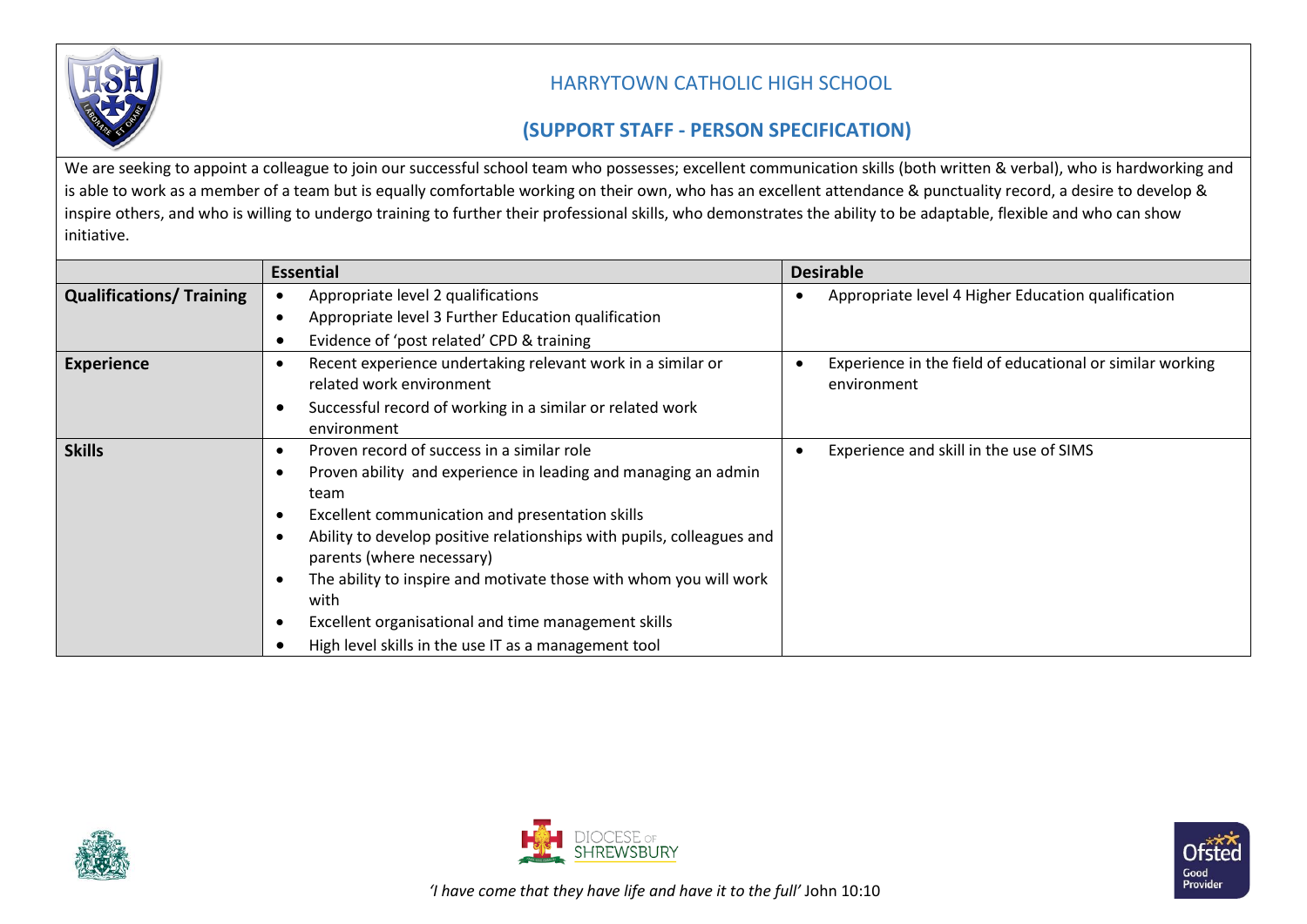# HARRYTOWN CATHOLIC HIGH SCHOOL

## (SUPPORT STAFF - PERSON SPECIFICATION)

We are seeking to appoint a colleague to join our successful school team who possesses; excellent communication skills (both written & verbal), who is hardworking and is able to work as a member of a team but is equally comfortable working on their own, who has an excellent attendance & punctuality record, a desire to develop & inspire others, and who is willing to undergo training to further their professional skills, who demonstrates the ability to be adaptable, flexible and who can show initiative.

| | Essential | Desirable |
|---|---|---|
| **Qualifications/ Training** | • Appropriate level 2 qualifications<br>• Appropriate level 3 Further Education qualification<br>• Evidence of 'post related' CPD & training | • Appropriate level 4 Higher Education qualification |
| **Experience** | • Recent experience undertaking relevant work in a similar or related work environment<br>• Successful record of working in a similar or related work environment | • Experience in the field of educational or similar working environment |
| **Skills** | • Proven record of success in a similar role<br>• Proven ability and experience in leading and managing an admin team<br>• Excellent communication and presentation skills<br>• Ability to develop positive relationships with pupils, colleagues and parents (where necessary)<br>• The ability to inspire and motivate those with whom you will work with<br>• Excellent organisational and time management skills<br>• High level skills in the use IT as a management tool | • Experience and skill in the use of SIMS |

*'I have come that they have life and have it to the full'* John 10:10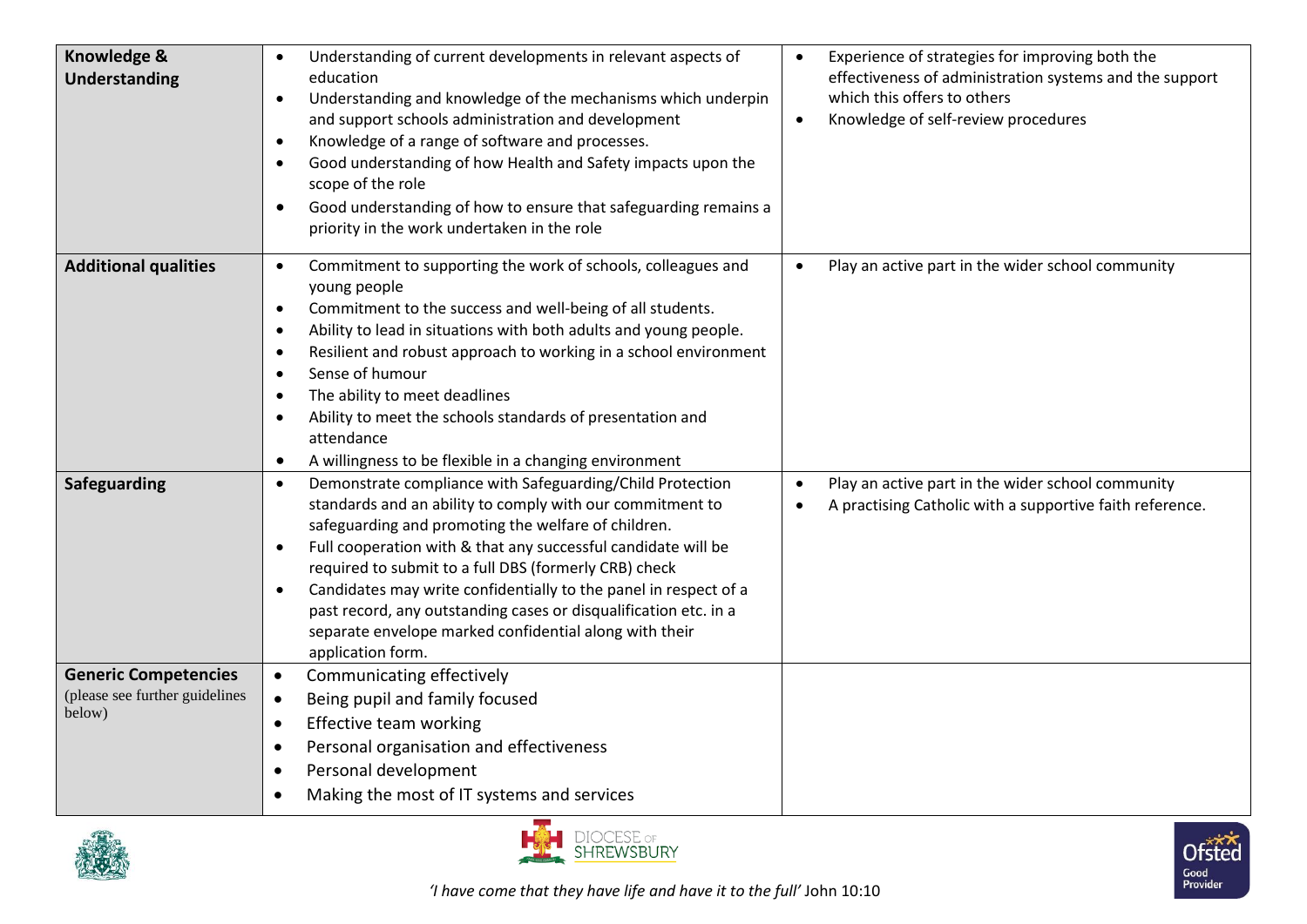| | | |
|---|---|---|
| **Knowledge & Understanding** | • Understanding of current developments in relevant aspects of education<br>• Understanding and knowledge of the mechanisms which underpin and support schools administration and development<br>• Knowledge of a range of software and processes.<br>• Good understanding of how Health and Safety impacts upon the scope of the role<br>• Good understanding of how to ensure that safeguarding remains a priority in the work undertaken in the role | • Experience of strategies for improving both the effectiveness of administration systems and the support which this offers to others<br>• Knowledge of self-review procedures |
| **Additional qualities** | • Commitment to supporting the work of schools, colleagues and young people<br>• Commitment to the success and well-being of all students.<br>• Ability to lead in situations with both adults and young people.<br>• Resilient and robust approach to working in a school environment<br>• Sense of humour<br>• The ability to meet deadlines<br>• Ability to meet the schools standards of presentation and attendance<br>• A willingness to be flexible in a changing environment | • Play an active part in the wider school community |
| **Safeguarding** | • Demonstrate compliance with Safeguarding/Child Protection standards and an ability to comply with our commitment to safeguarding and promoting the welfare of children.<br>• Full cooperation with & that any successful candidate will be required to submit to a full DBS (formerly CRB) check<br>• Candidates may write confidentially to the panel in respect of a past record, any outstanding cases or disqualification etc. in a separate envelope marked confidential along with their application form. | • Play an active part in the wider school community<br>• A practising Catholic with a supportive faith reference. |
| **Generic Competencies** (please see further guidelines below) | • Communicating effectively<br>• Being pupil and family focused<br>• Effective team working<br>• Personal organisation and effectiveness<br>• Personal development<br>• Making the most of IT systems and services | |

DIOCESE OF SHREWSBURY

Ofsted Good Provider

*'I have come that they have life and have it to the full'* John 10:10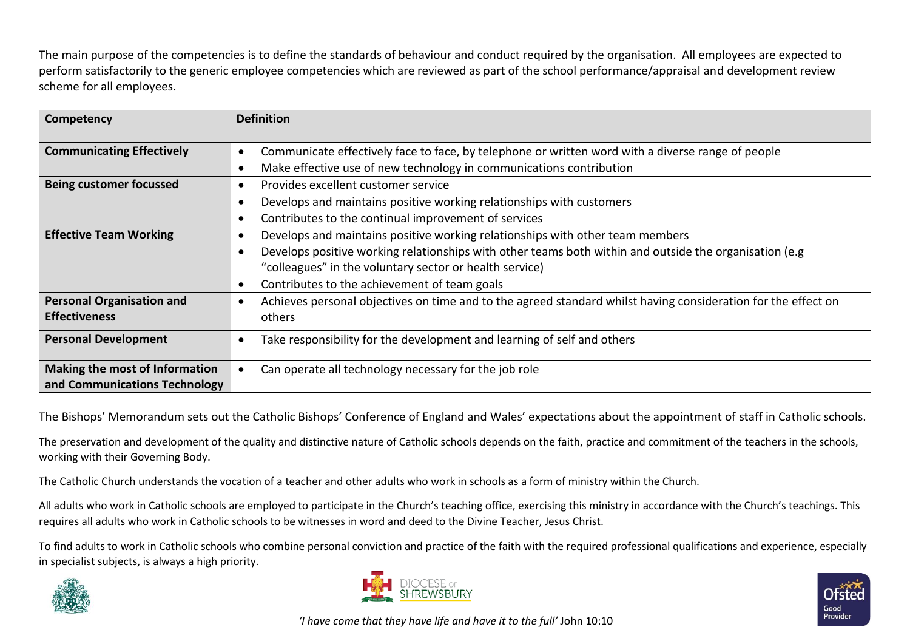The main purpose of the competencies is to define the standards of behaviour and conduct required by the organisation. All employees are expected to perform satisfactorily to the generic employee competencies which are reviewed as part of the school performance/appraisal and development review scheme for all employees.

| Competency | Definition |
|---|---|
| **Communicating Effectively** | • Communicate effectively face to face, by telephone or written word with a diverse range of people<br>• Make effective use of new technology in communications contribution |
| **Being customer focussed** | • Provides excellent customer service<br>• Develops and maintains positive working relationships with customers<br>• Contributes to the continual improvement of services |
| **Effective Team Working** | • Develops and maintains positive working relationships with other team members<br>• Develops positive working relationships with other teams both within and outside the organisation (e.g "colleagues" in the voluntary sector or health service)<br>• Contributes to the achievement of team goals |
| **Personal Organisation and Effectiveness** | • Achieves personal objectives on time and to the agreed standard whilst having consideration for the effect on others |
| **Personal Development** | • Take responsibility for the development and learning of self and others |
| **Making the most of Information and Communications Technology** | • Can operate all technology necessary for the job role |

The Bishops' Memorandum sets out the Catholic Bishops' Conference of England and Wales' expectations about the appointment of staff in Catholic schools.

The preservation and development of the quality and distinctive nature of Catholic schools depends on the faith, practice and commitment of the teachers in the schools, working with their Governing Body.

The Catholic Church understands the vocation of a teacher and other adults who work in schools as a form of ministry within the Church.

All adults who work in Catholic schools are employed to participate in the Church's teaching office, exercising this ministry in accordance with the Church's teachings. This requires all adults who work in Catholic schools to be witnesses in word and deed to the Divine Teacher, Jesus Christ.

To find adults to work in Catholic schools who combine personal conviction and practice of the faith with the required professional qualifications and experience, especially in specialist subjects, is always a high priority.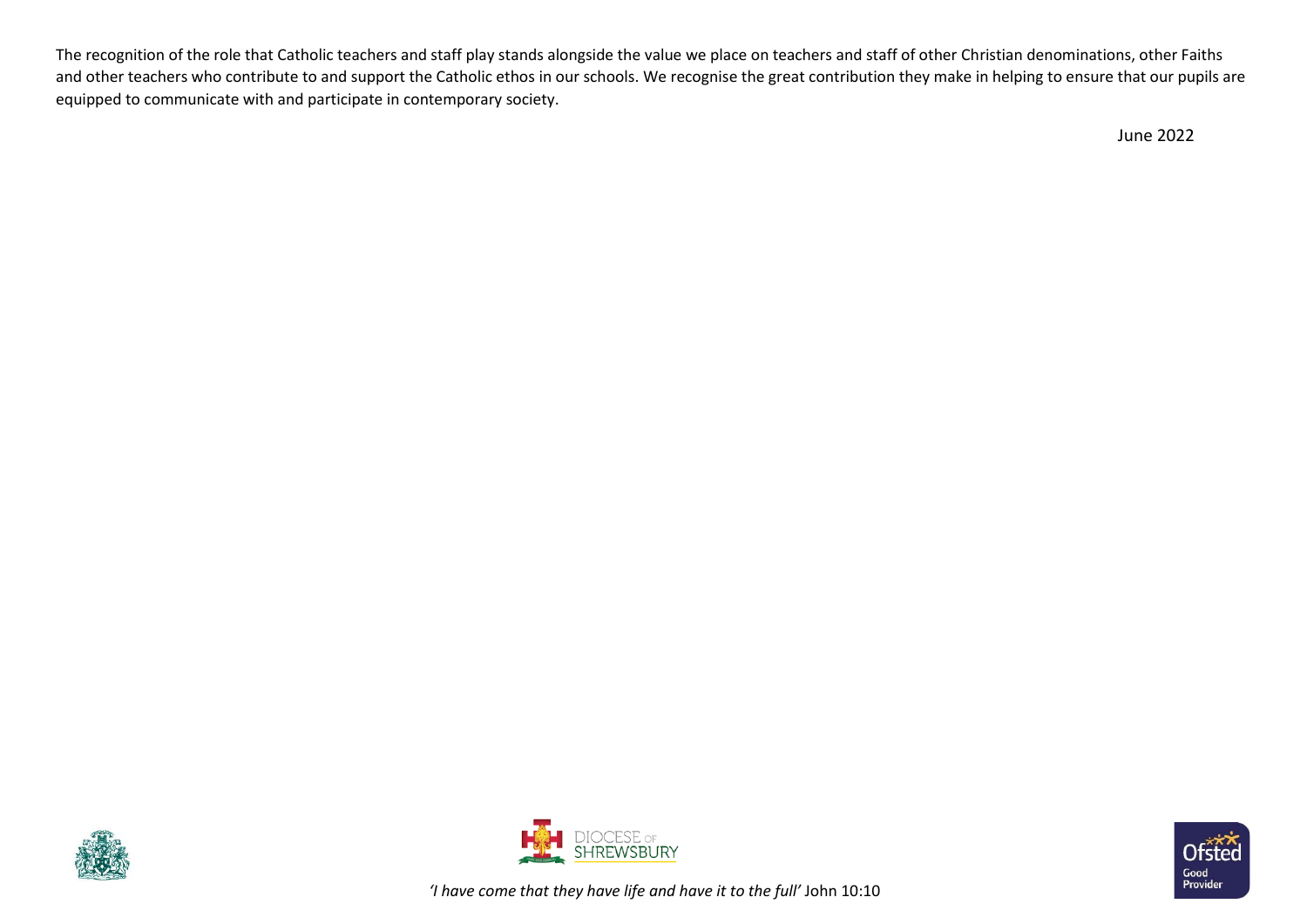The recognition of the role that Catholic teachers and staff play stands alongside the value we place on teachers and staff of other Christian denominations, other Faiths and other teachers who contribute to and support the Catholic ethos in our schools. We recognise the great contribution they make in helping to ensure that our pupils are equipped to communicate with and participate in contemporary society.

June 2022